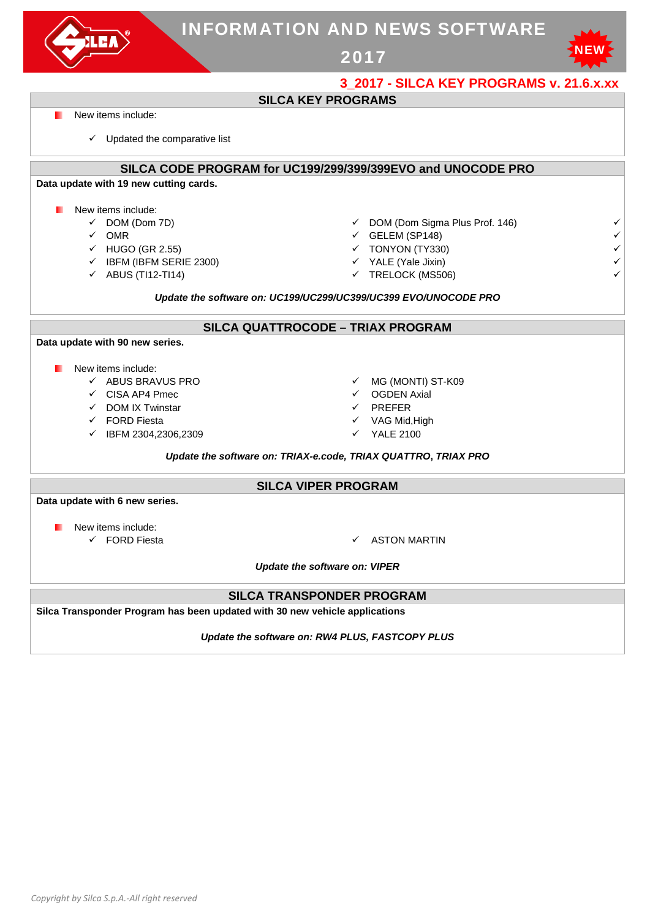# INFORMATION AND NEWS SOFTWARE 2017

NEW

## 3_2017 - SILCA KEY PROGRAMS v. 21.6.x.xx

### SILCA KEY PROGRAMS

- New items include:
  - ✓ Updated the comparative list

### SILCA CODE PROGRAM for UC199/299/399/399EVO and UNOCODE PRO

**Data update with 19 new cutting cards.**

- New items include:
  - ✓ DOM (Dom 7D)
  - ✓ OMR
  - ✓ HUGO (GR 2.55)
  - ✓ IBFM (IBFM SERIE 2300)
  - ✓ ABUS (TI12-TI14)
  - ✓ DOM (Dom Sigma Plus Prof. 146)
  - ✓ GELEM (SP148)
  - ✓ TONYON (TY330)
  - ✓ YALE (Yale Jixin)
  - ✓ TRELOCK (MS506)

***Update the software on: UC199/UC299/UC399/UC399 EVO/UNOCODE PRO***

### SILCA QUATTROCODE – TRIAX PROGRAM

**Data update with 90 new series.**

- New items include:
  - ✓ ABUS BRAVUS PRO
  - ✓ CISA AP4 Pmec
  - ✓ DOM IX Twinstar
  - ✓ FORD Fiesta
  - ✓ IBFM 2304,2306,2309
  - ✓ MG (MONTI) ST-K09
  - ✓ OGDEN Axial
  - ✓ PREFER
  - ✓ VAG Mid,High
  - ✓ YALE 2100

***Update the software on: TRIAX-e.code, TRIAX QUATTRO, TRIAX PRO***

### SILCA VIPER PROGRAM

**Data update with 6 new series.**

- New items include:
  - ✓ FORD Fiesta
  - ✓ ASTON MARTIN

***Update the software on: VIPER***

### SILCA TRANSPONDER PROGRAM

**Silca Transponder Program has been updated with 30 new vehicle applications**

***Update the software on: RW4 PLUS, FASTCOPY PLUS***

*Copyright by Silca S.p.A.-All right reserved*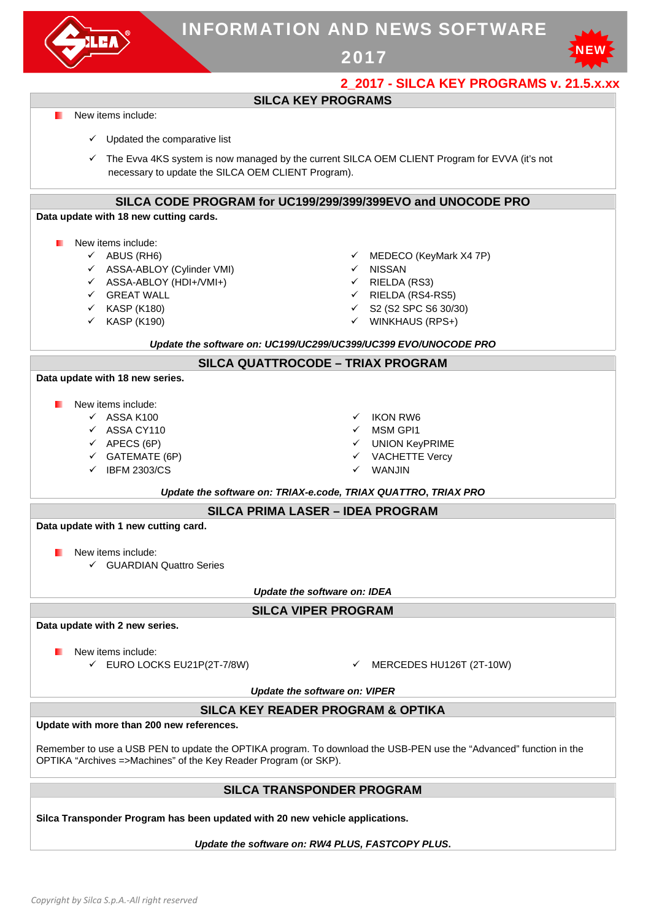# INFORMATION AND NEWS SOFTWARE 2017

## 2_2017 - SILCA KEY PROGRAMS v. 21.5.x.xx

### SILCA KEY PROGRAMS

- New items include:
  - ✓ Updated the comparative list
  - ✓ The Evva 4KS system is now managed by the current SILCA OEM CLIENT Program for EVVA (it's not necessary to update the SILCA OEM CLIENT Program).

### SILCA CODE PROGRAM for UC199/299/399/399EVO and UNOCODE PRO

**Data update with 18 new cutting cards.**

- New items include:
  - ✓ ABUS (RH6)
  - ✓ ASSA-ABLOY (Cylinder VMI)
  - ✓ ASSA-ABLOY (HDI+/VMI+)
  - ✓ GREAT WALL
  - ✓ KASP (K180)
  - ✓ KASP (K190)
  - ✓ MEDECO (KeyMark X4 7P)
  - ✓ NISSAN
  - ✓ RIELDA (RS3)
  - ✓ RIELDA (RS4-RS5)
  - ✓ S2 (S2 SPC S6 30/30)
  - ✓ WINKHAUS (RPS+)

***Update the software on: UC199/UC299/UC399/UC399 EVO/UNOCODE PRO***

### SILCA QUATTROCODE – TRIAX PROGRAM

**Data update with 18 new series.**

- New items include:
  - ✓ ASSA K100
  - ✓ ASSA CY110
  - ✓ APECS (6P)
  - ✓ GATEMATE (6P)
  - ✓ IBFM 2303/CS
  - ✓ IKON RW6
  - ✓ MSM GPI1
  - ✓ UNION KeyPRIME
  - ✓ VACHETTE Vercy
  - ✓ WANJIN

***Update the software on: TRIAX-e.code, TRIAX QUATTRO, TRIAX PRO***

### SILCA PRIMA LASER – IDEA PROGRAM

**Data update with 1 new cutting card.**

- New items include:
  - ✓ GUARDIAN Quattro Series

***Update the software on: IDEA***

### SILCA VIPER PROGRAM

**Data update with 2 new series.**

- New items include:
  - ✓ EURO LOCKS EU21P(2T-7/8W)
  - ✓ MERCEDES HU126T (2T-10W)

***Update the software on: VIPER***

### SILCA KEY READER PROGRAM & OPTIKA

**Update with more than 200 new references.**

Remember to use a USB PEN to update the OPTIKA program. To download the USB-PEN use the "Advanced" function in the OPTIKA "Archives =>Machines" of the Key Reader Program (or SKP).

### SILCA TRANSPONDER PROGRAM

**Silca Transponder Program has been updated with 20 new vehicle applications.**

***Update the software on: RW4 PLUS, FASTCOPY PLUS.***

*Copyright by Silca S.p.A.-All right reserved*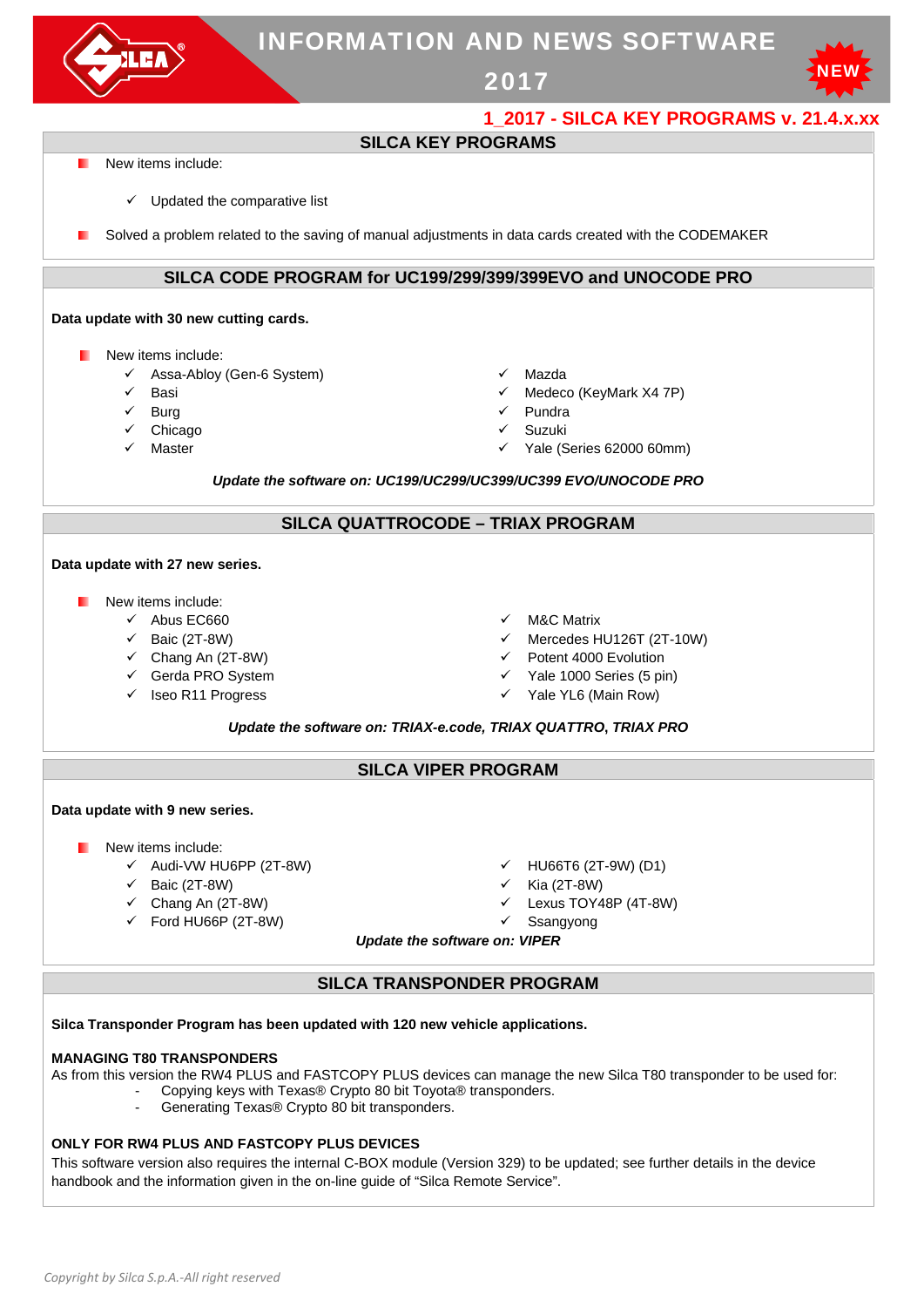# INFORMATION AND NEWS SOFTWARE 2017

NEW

## 1_2017 - SILCA KEY PROGRAMS v. 21.4.x.xx

### SILCA KEY PROGRAMS

- New items include:
  - ✓ Updated the comparative list
- Solved a problem related to the saving of manual adjustments in data cards created with the CODEMAKER

### SILCA CODE PROGRAM for UC199/299/399/399EVO and UNOCODE PRO

**Data update with 30 new cutting cards.**

- New items include:
  - ✓ Assa-Abloy (Gen-6 System)
  - ✓ Basi
  - ✓ Burg
  - ✓ Chicago
  - ✓ Master
  - ✓ Mazda
  - ✓ Medeco (KeyMark X4 7P)
  - ✓ Pundra
  - ✓ Suzuki
  - ✓ Yale (Series 62000 60mm)

***Update the software on: UC199/UC299/UC399/UC399 EVO/UNOCODE PRO***

### SILCA QUATTROCODE – TRIAX PROGRAM

**Data update with 27 new series.**

- New items include:
  - ✓ Abus EC660
  - ✓ Baic (2T-8W)
  - ✓ Chang An (2T-8W)
  - ✓ Gerda PRO System
  - ✓ Iseo R11 Progress
  - ✓ M&C Matrix
  - ✓ Mercedes HU126T (2T-10W)
  - ✓ Potent 4000 Evolution
  - ✓ Yale 1000 Series (5 pin)
  - ✓ Yale YL6 (Main Row)

***Update the software on: TRIAX-e.code, TRIAX QUATTRO, TRIAX PRO***

### SILCA VIPER PROGRAM

**Data update with 9 new series.**

- New items include:
  - ✓ Audi-VW HU6PP (2T-8W)
  - ✓ Baic (2T-8W)
  - ✓ Chang An (2T-8W)
  - ✓ Ford HU66P (2T-8W)
  - ✓ HU66T6 (2T-9W) (D1)
  - ✓ Kia (2T-8W)
  - ✓ Lexus TOY48P (4T-8W)
  - ✓ Ssangyong

***Update the software on: VIPER***

### SILCA TRANSPONDER PROGRAM

**Silca Transponder Program has been updated with 120 new vehicle applications.**

**MANAGING T80 TRANSPONDERS**

As from this version the RW4 PLUS and FASTCOPY PLUS devices can manage the new Silca T80 transponder to be used for:

- Copying keys with Texas® Crypto 80 bit Toyota® transponders.
- Generating Texas® Crypto 80 bit transponders.

**ONLY FOR RW4 PLUS AND FASTCOPY PLUS DEVICES**

This software version also requires the internal C-BOX module (Version 329) to be updated; see further details in the device handbook and the information given in the on-line guide of “Silca Remote Service”.

*Copyright by Silca S.p.A.-All right reserved*